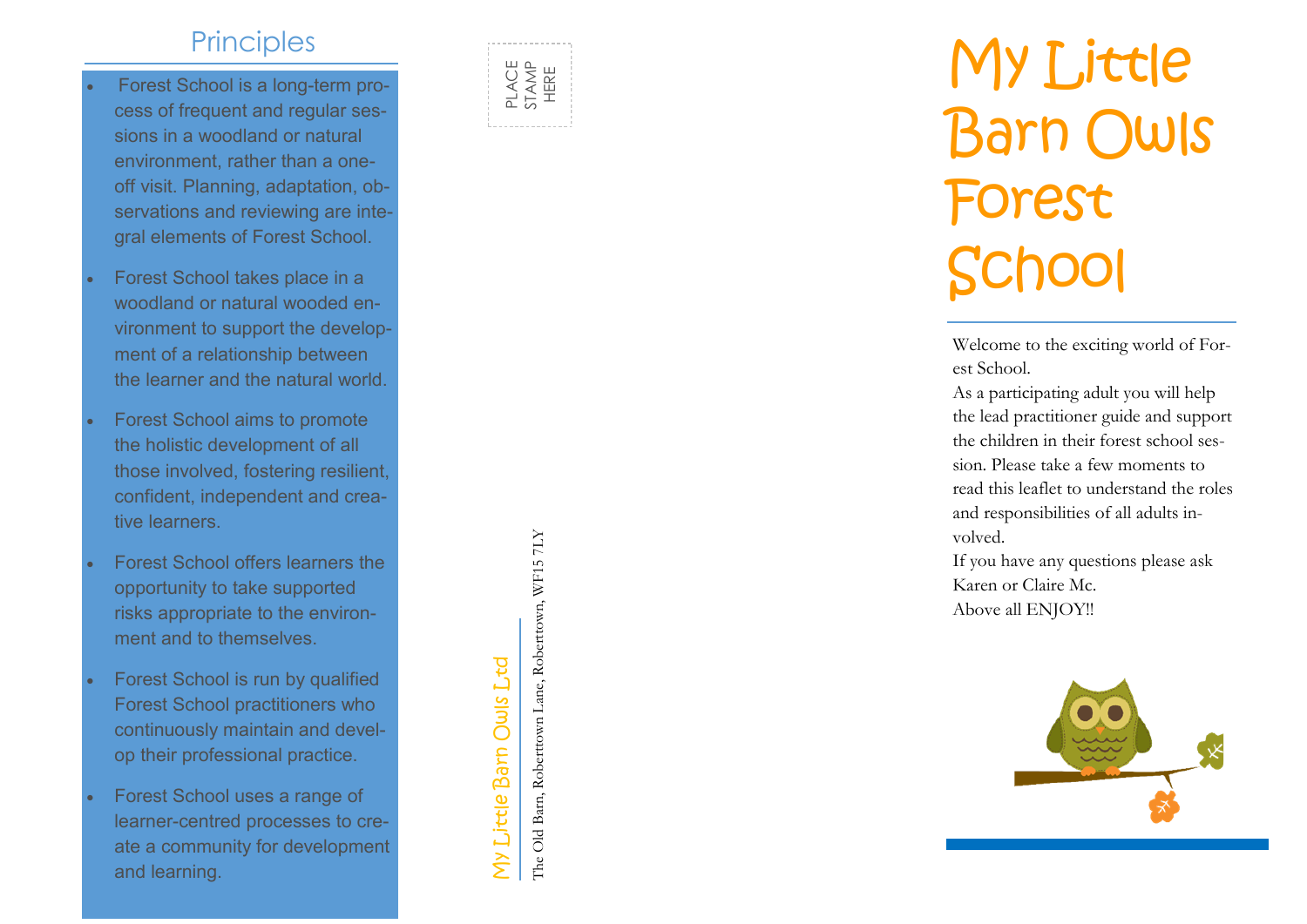## Principles

- Forest School is a long-term process of frequent and regular sessions in a woodland or natural environment, rather than a one-off visit. Planning, adaptation, observations and reviewing are integral elements of Forest School.
- Forest School takes place in a woodland or natural wooded environment to support the development of a relationship between the learner and the natural world.
- Forest School aims to promote the holistic development of all those involved, fostering resilient, confident, independent and creative learners.
- Forest School offers learners the opportunity to take supported risks appropriate to the environment and to themselves.
- Forest School is run by qualified Forest School practitioners who continuously maintain and develop their professional practice.
- Forest School uses a range of learner-centred processes to create a community for development and learning.

PLACE STAMP HERE

My Little Barn Owls Ltd

The Old Barn, Roberttown Lane, Roberttown, WF15 7LY

# My Little Barn Owls Forest School

Welcome to the exciting world of Forest School.

As a participating adult you will help the lead practitioner guide and support the children in their forest school session. Please take a few moments to read this leaflet to understand the roles and responsibilities of all adults involved.

If you have any questions please ask Karen or Claire Mc.

Above all ENJOY!!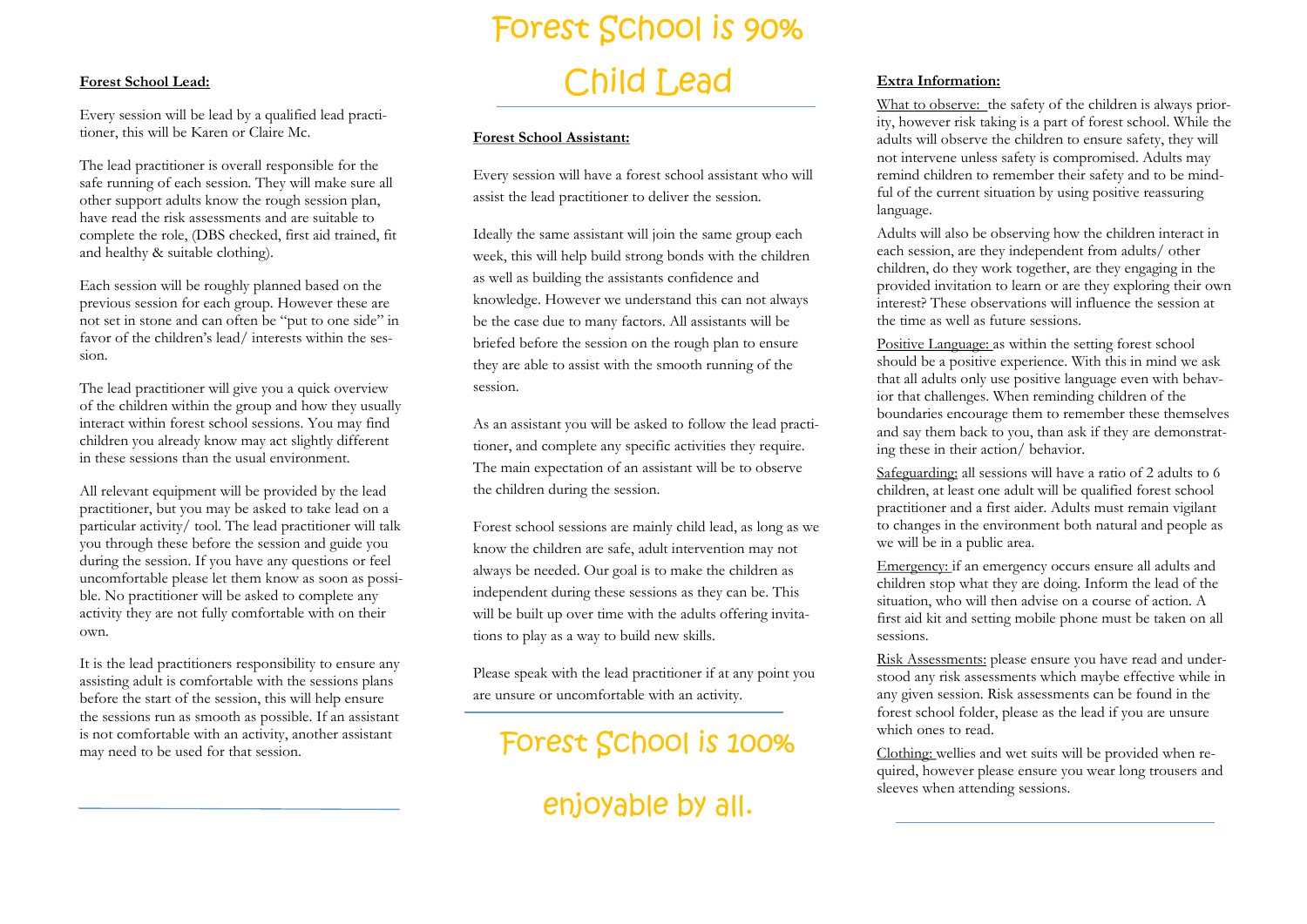## Forest School Lead:

Every session will be lead by a qualified lead practitioner, this will be Karen or Claire Mc.

The lead practitioner is overall responsible for the safe running of each session. They will make sure all other support adults know the rough session plan, have read the risk assessments and are suitable to complete the role, (DBS checked, first aid trained, fit and healthy & suitable clothing).

Each session will be roughly planned based on the previous session for each group. However these are not set in stone and can often be "put to one side" in favor of the children's lead/ interests within the session.

The lead practitioner will give you a quick overview of the children within the group and how they usually interact within forest school sessions. You may find children you already know may act slightly different in these sessions than the usual environment.

All relevant equipment will be provided by the lead practitioner, but you may be asked to take lead on a particular activity/ tool. The lead practitioner will talk you through these before the session and guide you during the session. If you have any questions or feel uncomfortable please let them know as soon as possible. No practitioner will be asked to complete any activity they are not fully comfortable with on their own.

It is the lead practitioners responsibility to ensure any assisting adult is comfortable with the sessions plans before the start of the session, this will help ensure the sessions run as smooth as possible. If an assistant is not comfortable with an activity, another assistant may need to be used for that session.

# Forest School is 90% Child Lead

## Forest School Assistant:

Every session will have a forest school assistant who will assist the lead practitioner to deliver the session.

Ideally the same assistant will join the same group each week, this will help build strong bonds with the children as well as building the assistants confidence and knowledge. However we understand this can not always be the case due to many factors. All assistants will be briefed before the session on the rough plan to ensure they are able to assist with the smooth running of the session.

As an assistant you will be asked to follow the lead practitioner, and complete any specific activities they require. The main expectation of an assistant will be to observe the children during the session.

Forest school sessions are mainly child lead, as long as we know the children are safe, adult intervention may not always be needed. Our goal is to make the children as independent during these sessions as they can be. This will be built up over time with the adults offering invitations to play as a way to build new skills.

Please speak with the lead practitioner if at any point you are unsure or uncomfortable with an activity.

# Forest School is 100% enjoyable by all.

## Extra Information:

What to observe: the safety of the children is always priority, however risk taking is a part of forest school. While the adults will observe the children to ensure safety, they will not intervene unless safety is compromised. Adults may remind children to remember their safety and to be mindful of the current situation by using positive reassuring language.

Adults will also be observing how the children interact in each session, are they independent from adults/ other children, do they work together, are they engaging in the provided invitation to learn or are they exploring their own interest? These observations will influence the session at the time as well as future sessions.

Positive Language: as within the setting forest school should be a positive experience. With this in mind we ask that all adults only use positive language even with behavior that challenges. When reminding children of the boundaries encourage them to remember these themselves and say them back to you, than ask if they are demonstrating these in their action/ behavior.

Safeguarding: all sessions will have a ratio of 2 adults to 6 children, at least one adult will be qualified forest school practitioner and a first aider. Adults must remain vigilant to changes in the environment both natural and people as we will be in a public area.

Emergency: if an emergency occurs ensure all adults and children stop what they are doing. Inform the lead of the situation, who will then advise on a course of action. A first aid kit and setting mobile phone must be taken on all sessions.

Risk Assessments: please ensure you have read and understood any risk assessments which maybe effective while in any given session. Risk assessments can be found in the forest school folder, please as the lead if you are unsure which ones to read.

Clothing: wellies and wet suits will be provided when required, however please ensure you wear long trousers and sleeves when attending sessions.